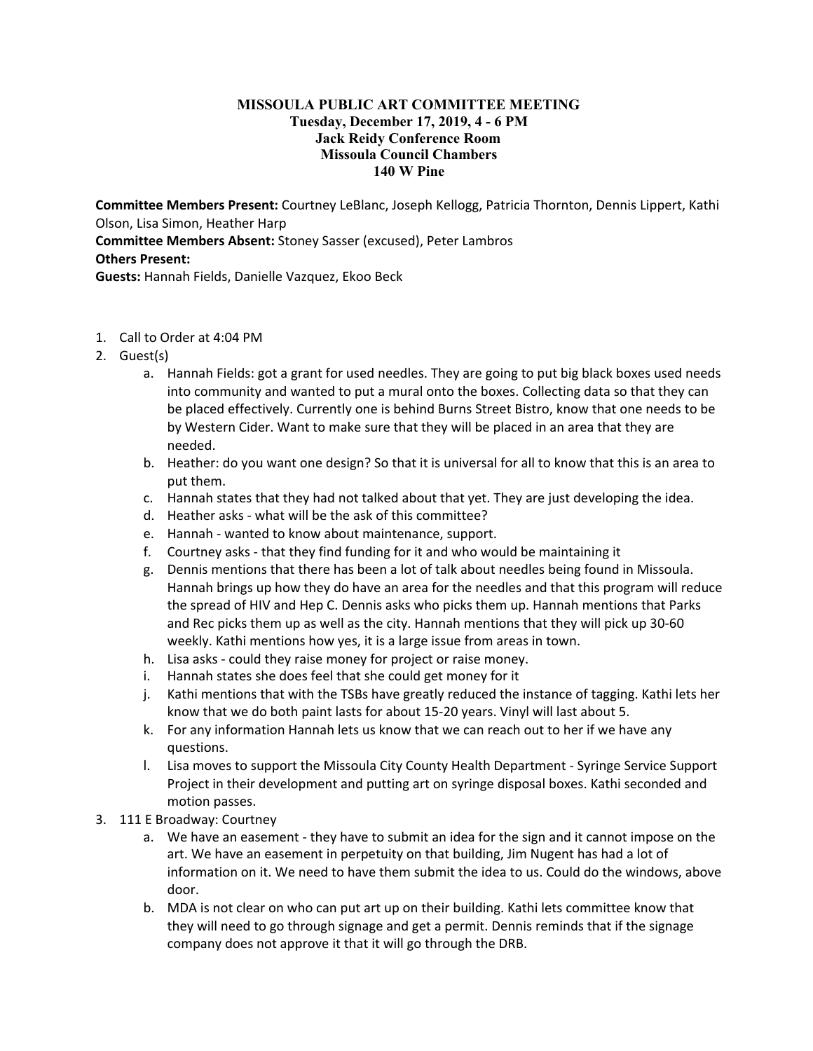# MISSOULA PUBLIC ART COMMITTEE MEETING
## Tuesday, December 17, 2019, 4 - 6 PM
## Jack Reidy Conference Room
## Missoula Council Chambers
## 140 W Pine

**Committee Members Present:** Courtney LeBlanc, Joseph Kellogg, Patricia Thornton, Dennis Lippert, Kathi Olson, Lisa Simon, Heather Harp
**Committee Members Absent:** Stoney Sasser (excused), Peter Lambros
**Others Present:**
**Guests:** Hannah Fields, Danielle Vazquez, Ekoo Beck

1. Call to Order at 4:04 PM
2. Guest(s)
   a. Hannah Fields: got a grant for used needles. They are going to put big black boxes used needs into community and wanted to put a mural onto the boxes. Collecting data so that they can be placed effectively. Currently one is behind Burns Street Bistro, know that one needs to be by Western Cider. Want to make sure that they will be placed in an area that they are needed.
   b. Heather: do you want one design? So that it is universal for all to know that this is an area to put them.
   c. Hannah states that they had not talked about that yet. They are just developing the idea.
   d. Heather asks - what will be the ask of this committee?
   e. Hannah - wanted to know about maintenance, support.
   f. Courtney asks - that they find funding for it and who would be maintaining it
   g. Dennis mentions that there has been a lot of talk about needles being found in Missoula. Hannah brings up how they do have an area for the needles and that this program will reduce the spread of HIV and Hep C. Dennis asks who picks them up. Hannah mentions that Parks and Rec picks them up as well as the city. Hannah mentions that they will pick up 30-60 weekly. Kathi mentions how yes, it is a large issue from areas in town.
   h. Lisa asks - could they raise money for project or raise money.
   i. Hannah states she does feel that she could get money for it
   j. Kathi mentions that with the TSBs have greatly reduced the instance of tagging. Kathi lets her know that we do both paint lasts for about 15-20 years. Vinyl will last about 5.
   k. For any information Hannah lets us know that we can reach out to her if we have any questions.
   l. Lisa moves to support the Missoula City County Health Department - Syringe Service Support Project in their development and putting art on syringe disposal boxes. Kathi seconded and motion passes.
3. 111 E Broadway: Courtney
   a. We have an easement - they have to submit an idea for the sign and it cannot impose on the art. We have an easement in perpetuity on that building, Jim Nugent has had a lot of information on it. We need to have them submit the idea to us. Could do the windows, above door.
   b. MDA is not clear on who can put art up on their building. Kathi lets committee know that they will need to go through signage and get a permit. Dennis reminds that if the signage company does not approve it that it will go through the DRB.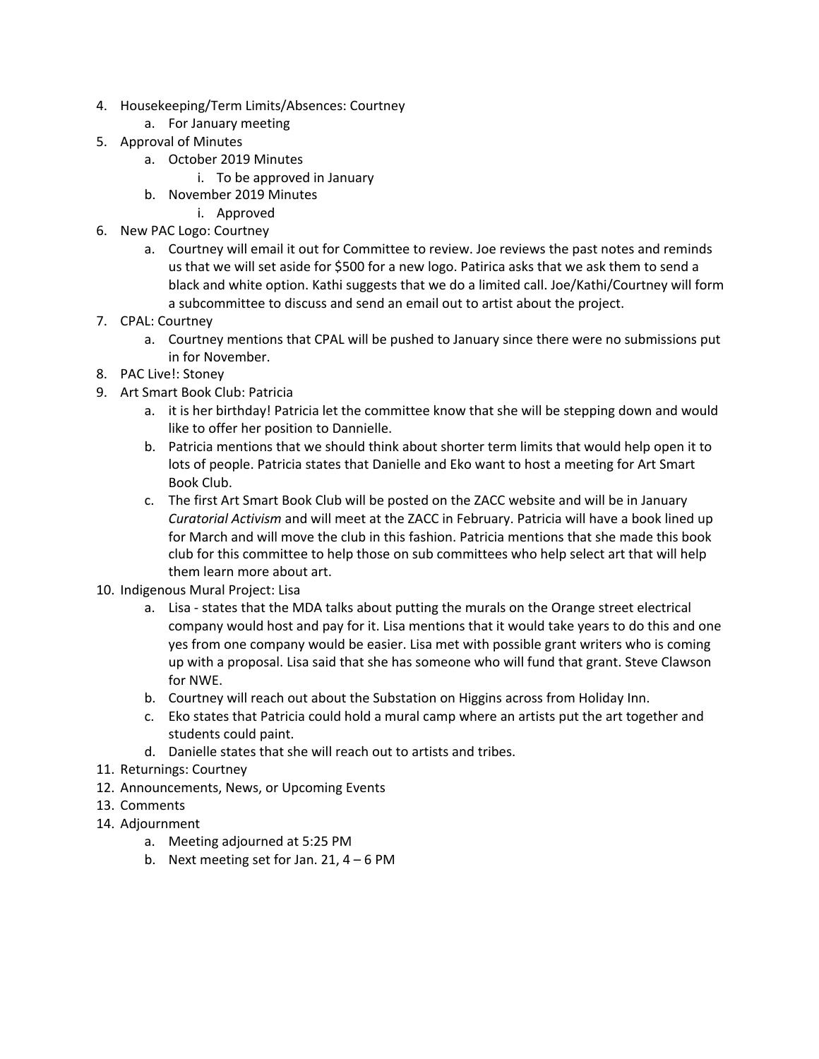4. Housekeeping/Term Limits/Absences: Courtney
    a. For January meeting
5. Approval of Minutes
    a. October 2019 Minutes
        i. To be approved in January
    b. November 2019 Minutes
        i. Approved
6. New PAC Logo: Courtney
    a. Courtney will email it out for Committee to review. Joe reviews the past notes and reminds us that we will set aside for $500 for a new logo. Patirica asks that we ask them to send a black and white option. Kathi suggests that we do a limited call. Joe/Kathi/Courtney will form a subcommittee to discuss and send an email out to artist about the project.
7. CPAL: Courtney
    a. Courtney mentions that CPAL will be pushed to January since there were no submissions put in for November.
8. PAC Live!: Stoney
9. Art Smart Book Club: Patricia
    a. it is her birthday! Patricia let the committee know that she will be stepping down and would like to offer her position to Dannielle.
    b. Patricia mentions that we should think about shorter term limits that would help open it to lots of people. Patricia states that Danielle and Eko want to host a meeting for Art Smart Book Club.
    c. The first Art Smart Book Club will be posted on the ZACC website and will be in January *Curatorial Activism* and will meet at the ZACC in February. Patricia will have a book lined up for March and will move the club in this fashion. Patricia mentions that she made this book club for this committee to help those on sub committees who help select art that will help them learn more about art.
10. Indigenous Mural Project: Lisa
    a. Lisa - states that the MDA talks about putting the murals on the Orange street electrical company would host and pay for it. Lisa mentions that it would take years to do this and one yes from one company would be easier. Lisa met with possible grant writers who is coming up with a proposal. Lisa said that she has someone who will fund that grant. Steve Clawson for NWE.
    b. Courtney will reach out about the Substation on Higgins across from Holiday Inn.
    c. Eko states that Patricia could hold a mural camp where an artists put the art together and students could paint.
    d. Danielle states that she will reach out to artists and tribes.
11. Returnings: Courtney
12. Announcements, News, or Upcoming Events
13. Comments
14. Adjournment
    a. Meeting adjourned at 5:25 PM
    b. Next meeting set for Jan. 21, 4 – 6 PM